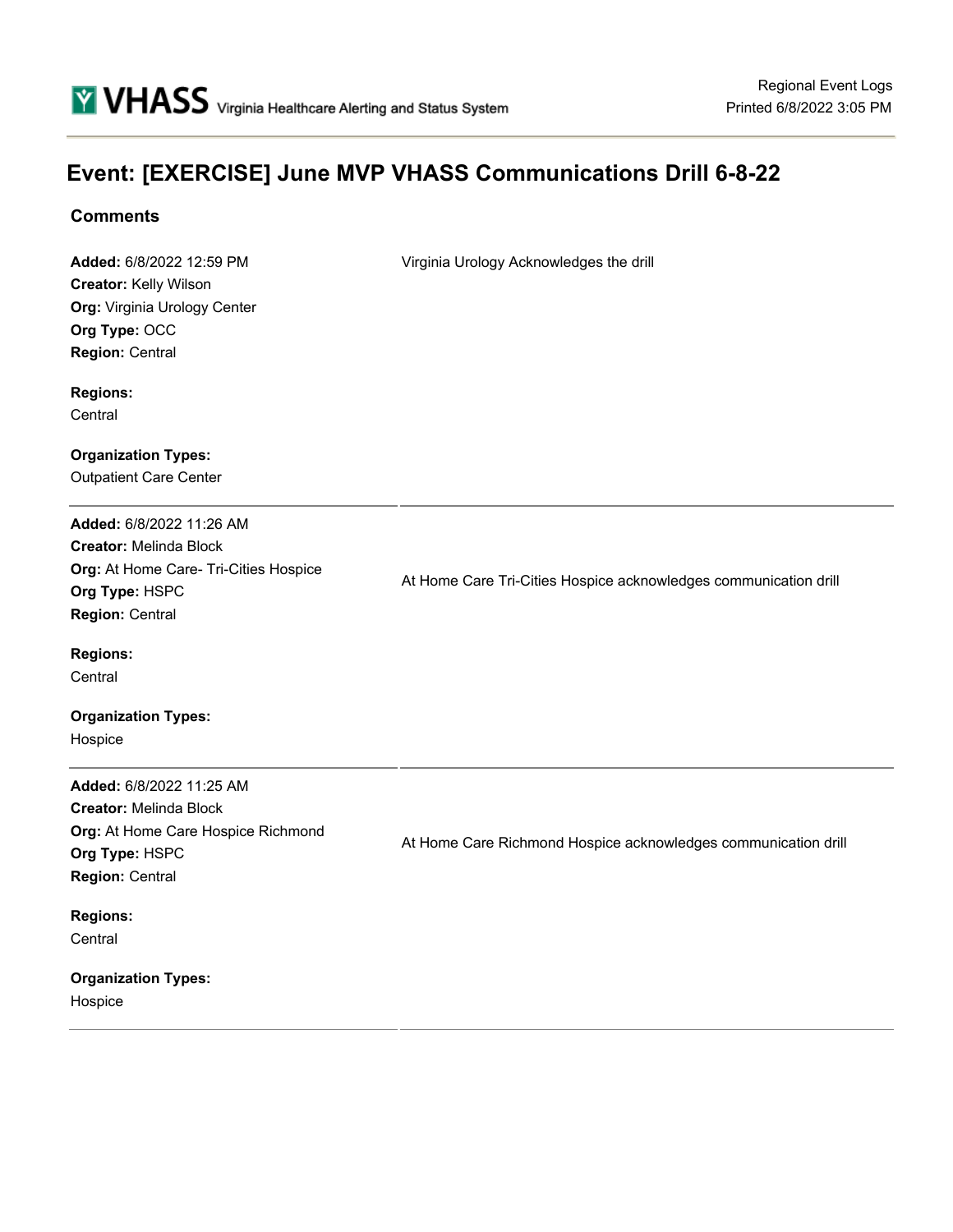VHASS Virginia Healthcare Alerting and Status System

Regional Event Logs
Printed 6/8/2022 3:05 PM

# Event: [EXERCISE] June MVP VHASS Communications Drill 6-8-22

## Comments

| | |
|---|---|
| **Added:** 6/8/2022 12:59 PM<br>**Creator:** Kelly Wilson<br>**Org:** Virginia Urology Center<br>**Org Type:** OCC<br>**Region:** Central<br><br>**Regions:**<br>Central<br><br>**Organization Types:**<br>Outpatient Care Center | Virginia Urology Acknowledges the drill |
| **Added:** 6/8/2022 11:26 AM<br>**Creator:** Melinda Block<br>**Org:** At Home Care- Tri-Cities Hospice<br>**Org Type:** HSPC<br>**Region:** Central<br><br>**Regions:**<br>Central<br><br>**Organization Types:**<br>Hospice | At Home Care Tri-Cities Hospice acknowledges communication drill |
| **Added:** 6/8/2022 11:25 AM<br>**Creator:** Melinda Block<br>**Org:** At Home Care Hospice Richmond<br>**Org Type:** HSPC<br>**Region:** Central<br><br>**Regions:**<br>Central<br><br>**Organization Types:**<br>Hospice | At Home Care Richmond Hospice acknowledges communication drill |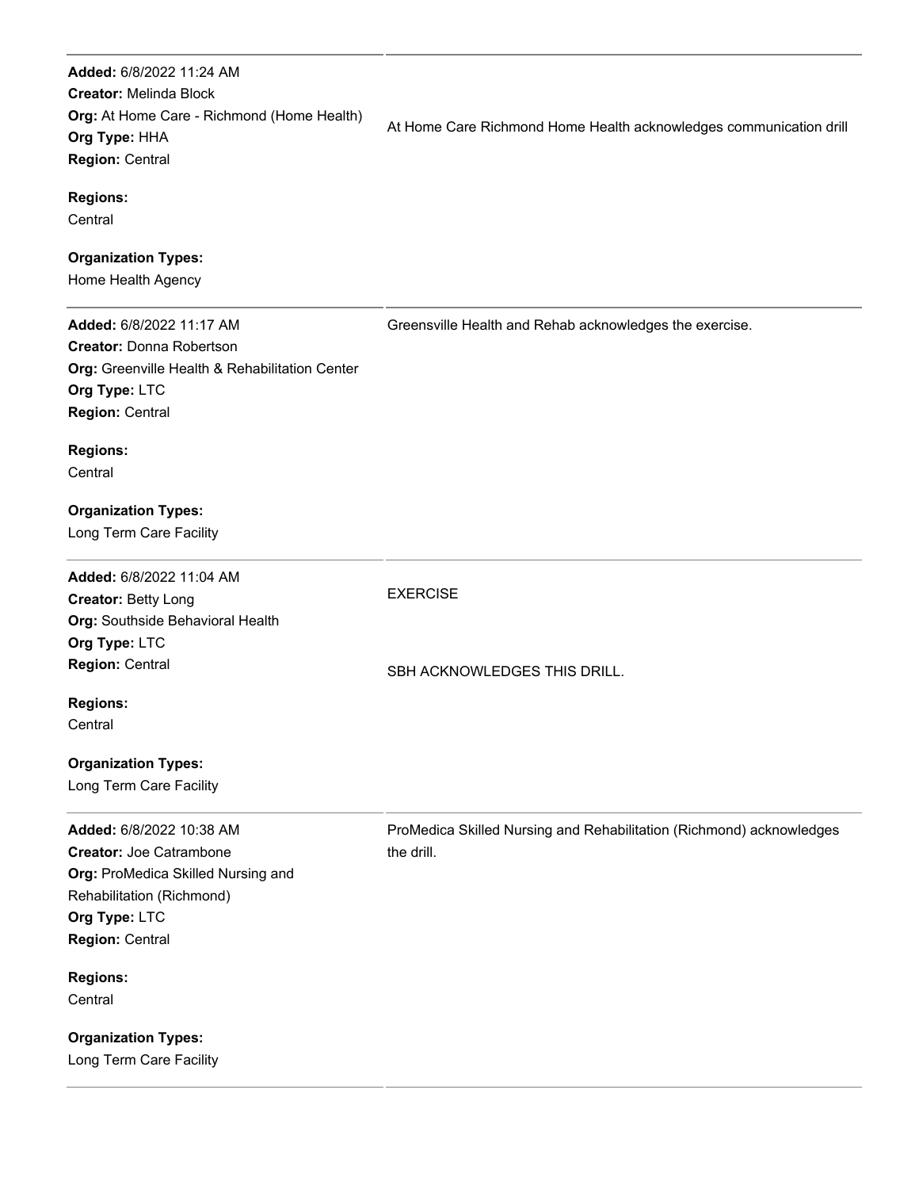| | |
|---|---|
| **Added:** 6/8/2022 11:24 AM<br>**Creator:** Melinda Block<br>**Org:** At Home Care - Richmond (Home Health)<br>**Org Type:** HHA<br>**Region:** Central<br><br>**Regions:**<br>Central<br><br>**Organization Types:**<br>Home Health Agency | At Home Care Richmond Home Health acknowledges communication drill |
| **Added:** 6/8/2022 11:17 AM<br>**Creator:** Donna Robertson<br>**Org:** Greenville Health & Rehabilitation Center<br>**Org Type:** LTC<br>**Region:** Central<br><br>**Regions:**<br>Central<br><br>**Organization Types:**<br>Long Term Care Facility | Greensville Health and Rehab acknowledges the exercise. |
| **Added:** 6/8/2022 11:04 AM<br>**Creator:** Betty Long<br>**Org:** Southside Behavioral Health<br>**Org Type:** LTC<br>**Region:** Central<br><br>**Regions:**<br>Central<br><br>**Organization Types:**<br>Long Term Care Facility | EXERCISE<br><br>SBH ACKNOWLEDGES THIS DRILL. |
| **Added:** 6/8/2022 10:38 AM<br>**Creator:** Joe Catrambone<br>**Org:** ProMedica Skilled Nursing and Rehabilitation (Richmond)<br>**Org Type:** LTC<br>**Region:** Central<br><br>**Regions:**<br>Central<br><br>**Organization Types:**<br>Long Term Care Facility | ProMedica Skilled Nursing and Rehabilitation (Richmond) acknowledges the drill. |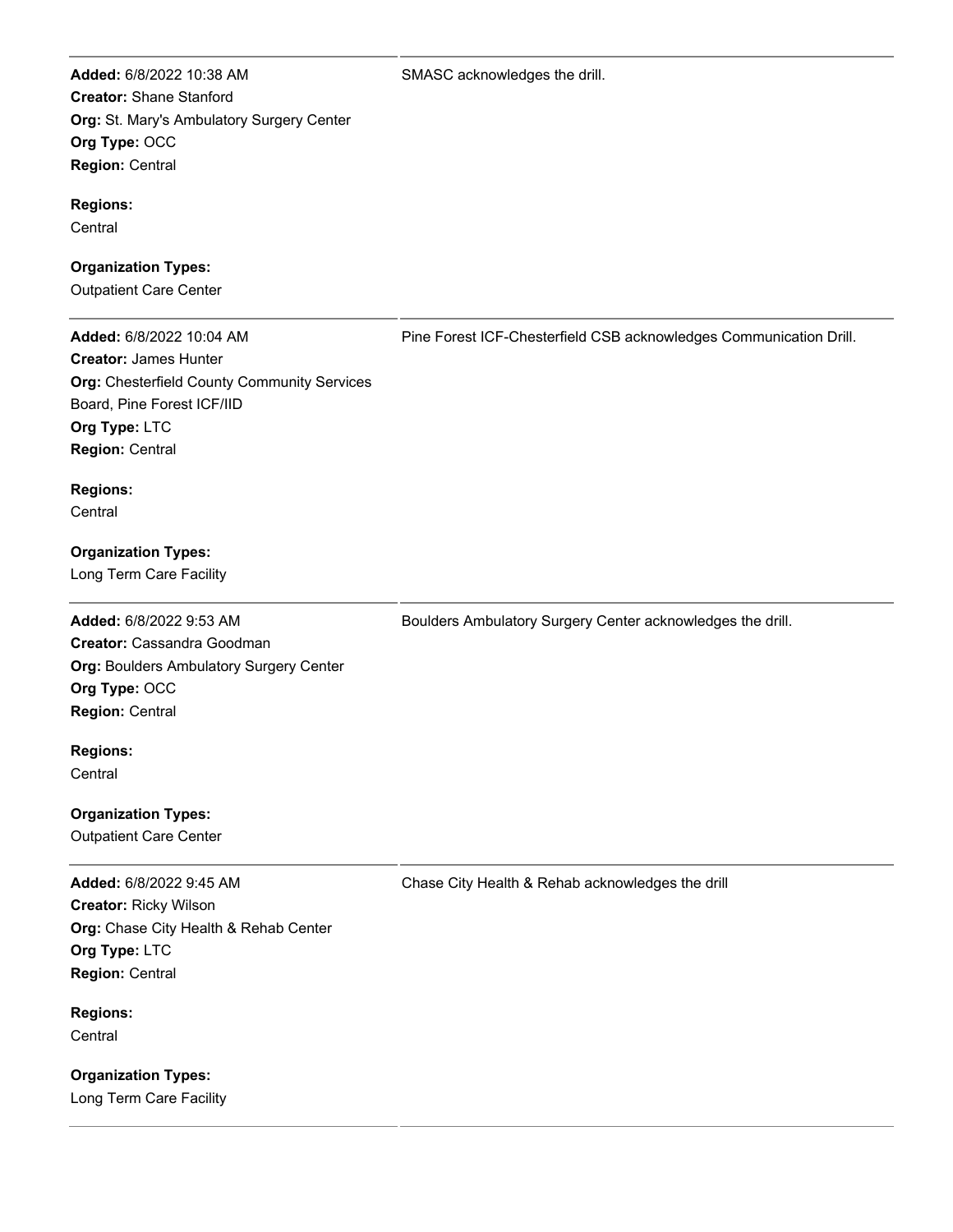**Added:** 6/8/2022 10:38 AM
**Creator:** Shane Stanford
**Org:** St. Mary's Ambulatory Surgery Center
**Org Type:** OCC
**Region:** Central

**Regions:**
Central

**Organization Types:**
Outpatient Care Center

SMASC acknowledges the drill.

---

**Added:** 6/8/2022 10:04 AM
**Creator:** James Hunter
**Org:** Chesterfield County Community Services Board, Pine Forest ICF/IID
**Org Type:** LTC
**Region:** Central

**Regions:**
Central

**Organization Types:**
Long Term Care Facility

Pine Forest ICF-Chesterfield CSB acknowledges Communication Drill.

---

**Added:** 6/8/2022 9:53 AM
**Creator:** Cassandra Goodman
**Org:** Boulders Ambulatory Surgery Center
**Org Type:** OCC
**Region:** Central

**Regions:**
Central

**Organization Types:**
Outpatient Care Center

Boulders Ambulatory Surgery Center acknowledges the drill.

---

**Added:** 6/8/2022 9:45 AM
**Creator:** Ricky Wilson
**Org:** Chase City Health & Rehab Center
**Org Type:** LTC
**Region:** Central

**Regions:**
Central

**Organization Types:**
Long Term Care Facility

Chase City Health & Rehab acknowledges the drill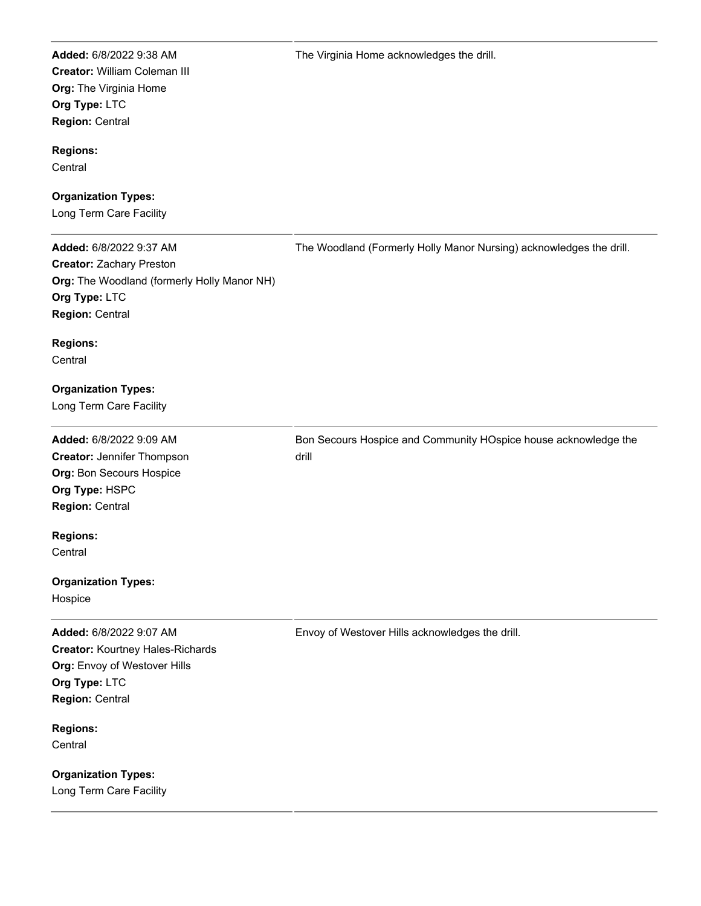**Added:** 6/8/2022 9:38 AM
**Creator:** William Coleman III
**Org:** The Virginia Home
**Org Type:** LTC
**Region:** Central

**Regions:**
Central

**Organization Types:**
Long Term Care Facility

The Virginia Home acknowledges the drill.

---

**Added:** 6/8/2022 9:37 AM
**Creator:** Zachary Preston
**Org:** The Woodland (formerly Holly Manor NH)
**Org Type:** LTC
**Region:** Central

**Regions:**
Central

**Organization Types:**
Long Term Care Facility

The Woodland (Formerly Holly Manor Nursing) acknowledges the drill.

---

**Added:** 6/8/2022 9:09 AM
**Creator:** Jennifer Thompson
**Org:** Bon Secours Hospice
**Org Type:** HSPC
**Region:** Central

**Regions:**
Central

**Organization Types:**
Hospice

Bon Secours Hospice and Community HOspice house acknowledge the drill

---

**Added:** 6/8/2022 9:07 AM
**Creator:** Kourtney Hales-Richards
**Org:** Envoy of Westover Hills
**Org Type:** LTC
**Region:** Central

**Regions:**
Central

**Organization Types:**
Long Term Care Facility

Envoy of Westover Hills acknowledges the drill.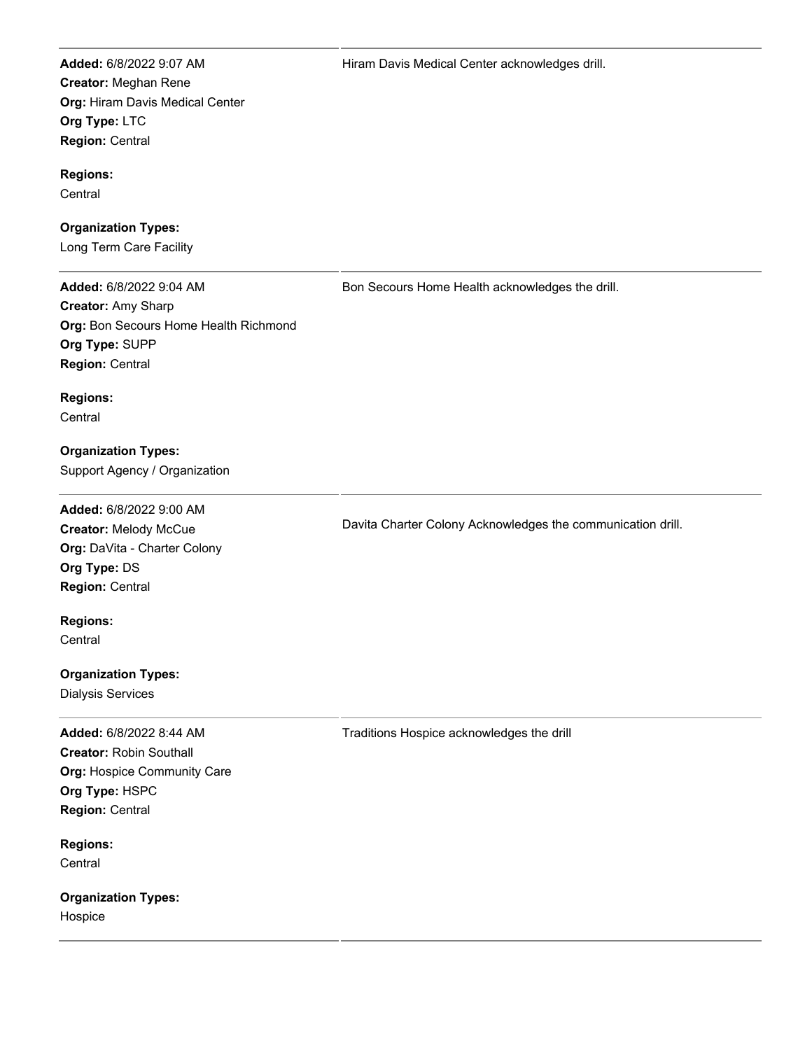| | |
|---|---|
| **Added:** 6/8/2022 9:07 AM<br>**Creator:** Meghan Rene<br>**Org:** Hiram Davis Medical Center<br>**Org Type:** LTC<br>**Region:** Central<br><br>**Regions:**<br>Central<br><br>**Organization Types:**<br>Long Term Care Facility | Hiram Davis Medical Center acknowledges drill. |
| **Added:** 6/8/2022 9:04 AM<br>**Creator:** Amy Sharp<br>**Org:** Bon Secours Home Health Richmond<br>**Org Type:** SUPP<br>**Region:** Central<br><br>**Regions:**<br>Central<br><br>**Organization Types:**<br>Support Agency / Organization | Bon Secours Home Health acknowledges the drill. |
| **Added:** 6/8/2022 9:00 AM<br>**Creator:** Melody McCue<br>**Org:** DaVita - Charter Colony<br>**Org Type:** DS<br>**Region:** Central<br><br>**Regions:**<br>Central<br><br>**Organization Types:**<br>Dialysis Services | Davita Charter Colony Acknowledges the communication drill. |
| **Added:** 6/8/2022 8:44 AM<br>**Creator:** Robin Southall<br>**Org:** Hospice Community Care<br>**Org Type:** HSPC<br>**Region:** Central<br><br>**Regions:**<br>Central<br><br>**Organization Types:**<br>Hospice | Traditions Hospice acknowledges the drill |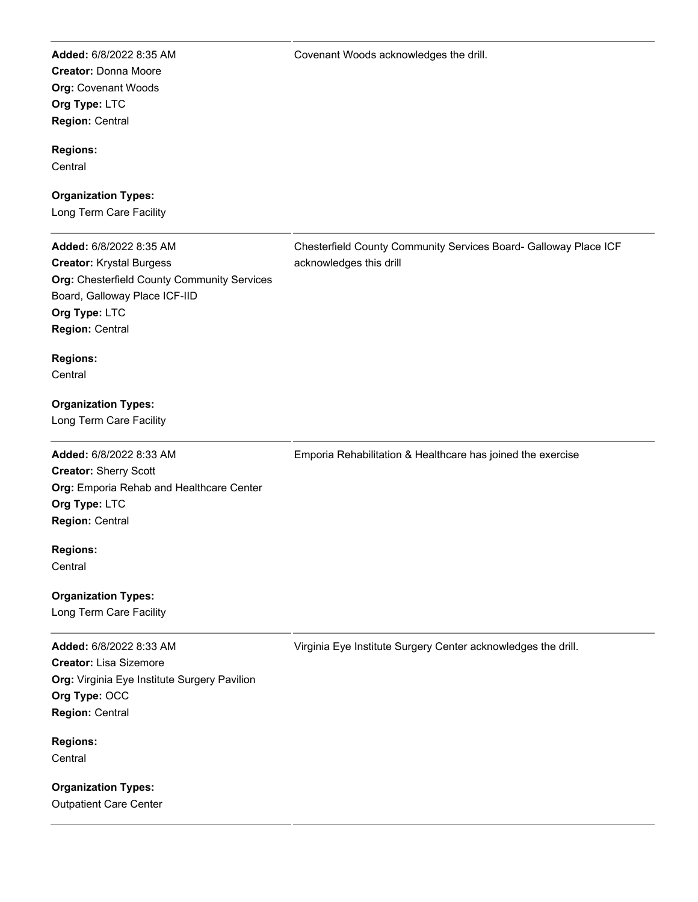**Added:** 6/8/2022 8:35 AM
**Creator:** Donna Moore
**Org:** Covenant Woods
**Org Type:** LTC
**Region:** Central

**Regions:**
Central

**Organization Types:**
Long Term Care Facility

Covenant Woods acknowledges the drill.

---

**Added:** 6/8/2022 8:35 AM
**Creator:** Krystal Burgess
**Org:** Chesterfield County Community Services Board, Galloway Place ICF-IID
**Org Type:** LTC
**Region:** Central

**Regions:**
Central

**Organization Types:**
Long Term Care Facility

Chesterfield County Community Services Board- Galloway Place ICF acknowledges this drill

---

**Added:** 6/8/2022 8:33 AM
**Creator:** Sherry Scott
**Org:** Emporia Rehab and Healthcare Center
**Org Type:** LTC
**Region:** Central

**Regions:**
Central

**Organization Types:**
Long Term Care Facility

Emporia Rehabilitation & Healthcare has joined the exercise

---

**Added:** 6/8/2022 8:33 AM
**Creator:** Lisa Sizemore
**Org:** Virginia Eye Institute Surgery Pavilion
**Org Type:** OCC
**Region:** Central

**Regions:**
Central

**Organization Types:**
Outpatient Care Center

Virginia Eye Institute Surgery Center acknowledges the drill.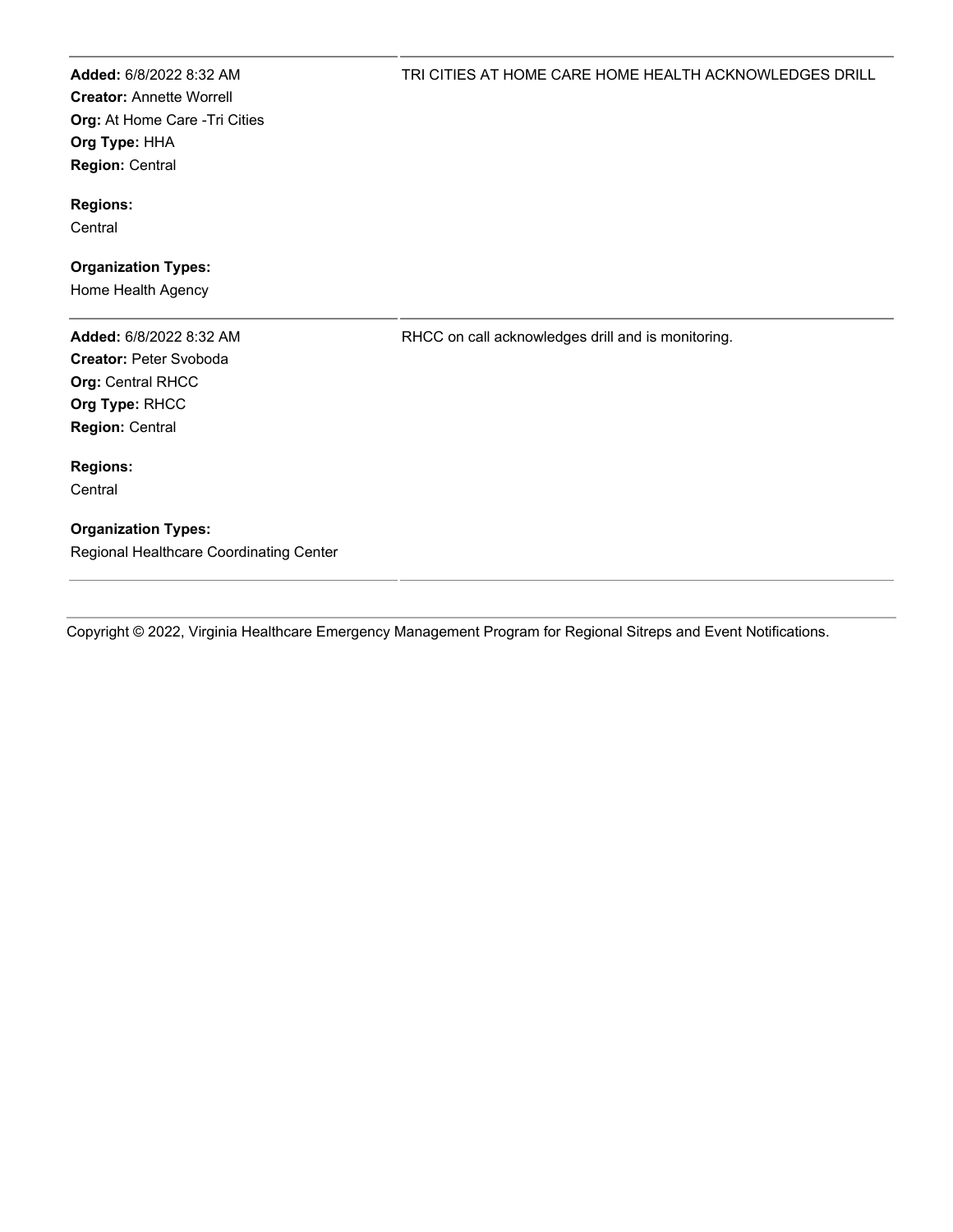| | |
|---|---|
| **Added:** 6/8/2022 8:32 AM<br>**Creator:** Annette Worrell<br>**Org:** At Home Care -Tri Cities<br>**Org Type:** HHA<br>**Region:** Central<br><br>**Regions:**<br>Central<br><br>**Organization Types:**<br>Home Health Agency | TRI CITIES AT HOME CARE HOME HEALTH ACKNOWLEDGES DRILL |
| **Added:** 6/8/2022 8:32 AM<br>**Creator:** Peter Svoboda<br>**Org:** Central RHCC<br>**Org Type:** RHCC<br>**Region:** Central<br><br>**Regions:**<br>Central<br><br>**Organization Types:**<br>Regional Healthcare Coordinating Center | RHCC on call acknowledges drill and is monitoring. |

Copyright © 2022, Virginia Healthcare Emergency Management Program for Regional Sitreps and Event Notifications.